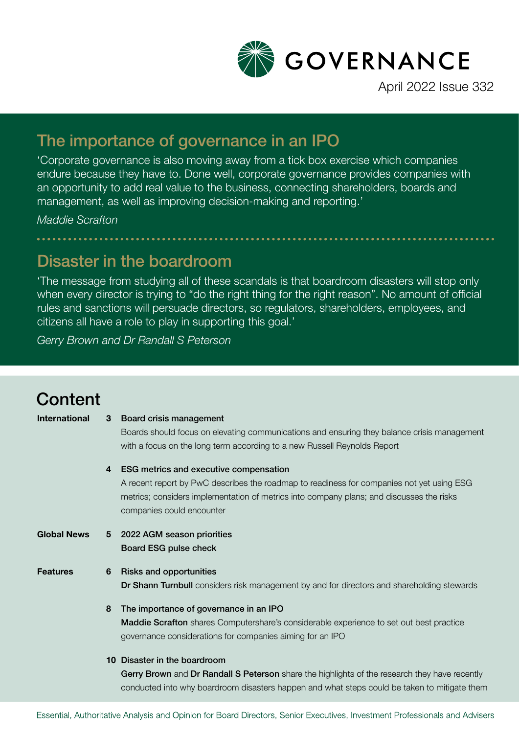# GOVERNANCE

April 2022 Issue 332

## The importance of governance in an IPO

'Corporate governance is also moving away from a tick box exercise which companies endure because they have to. Done well, corporate governance provides companies with an opportunity to add real value to the business, connecting shareholders, boards and management, as well as improving decision-making and reporting.'

*Maddie Scrafton*

## Disaster in the boardroom

'The message from studying all of these scandals is that boardroom disasters will stop only when every director is trying to "do the right thing for the right reason". No amount of official rules and sanctions will persuade directors, so regulators, shareholders, employees, and citizens all have a role to play in supporting this goal.'

*Gerry Brown and Dr Randall S Peterson*

## Content

**International**

**3 Board crisis management**
Boards should focus on elevating communications and ensuring they balance crisis management with a focus on the long term according to a new Russell Reynolds Report

**4 ESG metrics and executive compensation**
A recent report by PwC describes the roadmap to readiness for companies not yet using ESG metrics; considers implementation of metrics into company plans; and discusses the risks companies could encounter

**Global News**

**5 2022 AGM season priorities**
**Board ESG pulse check**

**Features**

**6 Risks and opportunities**
**Dr Shann Turnbull** considers risk management by and for directors and shareholding stewards

**8 The importance of governance in an IPO**
**Maddie Scrafton** shares Computershare's considerable experience to set out best practice governance considerations for companies aiming for an IPO

**10 Disaster in the boardroom**
**Gerry Brown** and **Dr Randall S Peterson** share the highlights of the research they have recently conducted into why boardroom disasters happen and what steps could be taken to mitigate them

Essential, Authoritative Analysis and Opinion for Board Directors, Senior Executives, Investment Professionals and Advisers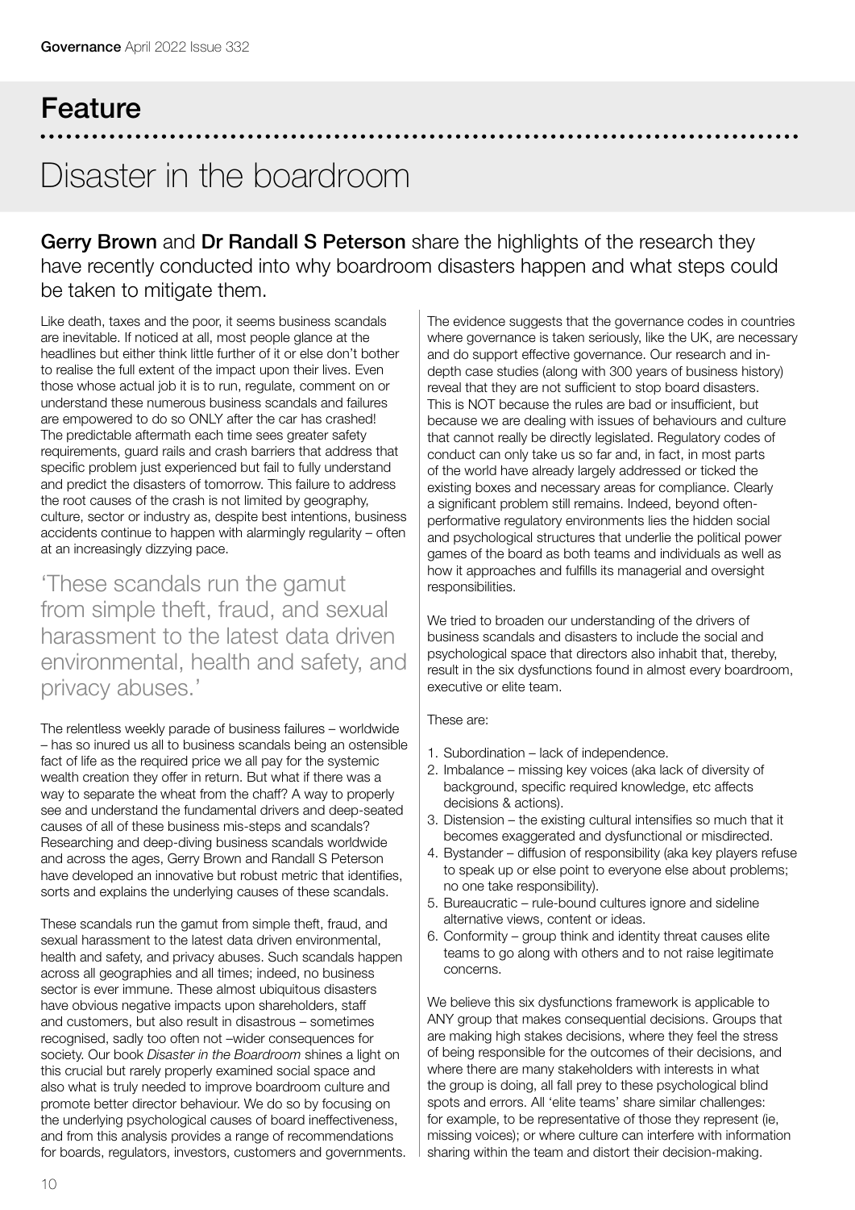## Feature

# Disaster in the boardroom

**Gerry Brown** and **Dr Randall S Peterson** share the highlights of the research they have recently conducted into why boardroom disasters happen and what steps could be taken to mitigate them.

Like death, taxes and the poor, it seems business scandals are inevitable. If noticed at all, most people glance at the headlines but either think little further of it or else don't bother to realise the full extent of the impact upon their lives. Even those whose actual job it is to run, regulate, comment on or understand these numerous business scandals and failures are empowered to do so ONLY after the car has crashed! The predictable aftermath each time sees greater safety requirements, guard rails and crash barriers that address that specific problem just experienced but fail to fully understand and predict the disasters of tomorrow. This failure to address the root causes of the crash is not limited by geography, culture, sector or industry as, despite best intentions, business accidents continue to happen with alarmingly regularity – often at an increasingly dizzying pace.

> 'These scandals run the gamut from simple theft, fraud, and sexual harassment to the latest data driven environmental, health and safety, and privacy abuses.'

The relentless weekly parade of business failures – worldwide – has so inured us all to business scandals being an ostensible fact of life as the required price we all pay for the systemic wealth creation they offer in return. But what if there was a way to separate the wheat from the chaff? A way to properly see and understand the fundamental drivers and deep-seated causes of all of these business mis-steps and scandals? Researching and deep-diving business scandals worldwide and across the ages, Gerry Brown and Randall S Peterson have developed an innovative but robust metric that identifies, sorts and explains the underlying causes of these scandals.

These scandals run the gamut from simple theft, fraud, and sexual harassment to the latest data driven environmental, health and safety, and privacy abuses. Such scandals happen across all geographies and all times; indeed, no business sector is ever immune. These almost ubiquitous disasters have obvious negative impacts upon shareholders, staff and customers, but also result in disastrous – sometimes recognised, sadly too often not –wider consequences for society. Our book *Disaster in the Boardroom* shines a light on this crucial but rarely properly examined social space and also what is truly needed to improve boardroom culture and promote better director behaviour. We do so by focusing on the underlying psychological causes of board ineffectiveness, and from this analysis provides a range of recommendations for boards, regulators, investors, customers and governments.

The evidence suggests that the governance codes in countries where governance is taken seriously, like the UK, are necessary and do support effective governance. Our research and in-depth case studies (along with 300 years of business history) reveal that they are not sufficient to stop board disasters. This is NOT because the rules are bad or insufficient, but because we are dealing with issues of behaviours and culture that cannot really be directly legislated. Regulatory codes of conduct can only take us so far and, in fact, in most parts of the world have already largely addressed or ticked the existing boxes and necessary areas for compliance. Clearly a significant problem still remains. Indeed, beyond often-performative regulatory environments lies the hidden social and psychological structures that underlie the political power games of the board as both teams and individuals as well as how it approaches and fulfills its managerial and oversight responsibilities.

We tried to broaden our understanding of the drivers of business scandals and disasters to include the social and psychological space that directors also inhabit that, thereby, result in the six dysfunctions found in almost every boardroom, executive or elite team.

These are:

1. Subordination – lack of independence.
2. Imbalance – missing key voices (aka lack of diversity of background, specific required knowledge, etc affects decisions & actions).
3. Distension – the existing cultural intensifies so much that it becomes exaggerated and dysfunctional or misdirected.
4. Bystander – diffusion of responsibility (aka key players refuse to speak up or else point to everyone else about problems; no one take responsibility).
5. Bureaucratic – rule-bound cultures ignore and sideline alternative views, content or ideas.
6. Conformity – group think and identity threat causes elite teams to go along with others and to not raise legitimate concerns.

We believe this six dysfunctions framework is applicable to ANY group that makes consequential decisions. Groups that are making high stakes decisions, where they feel the stress of being responsible for the outcomes of their decisions, and where there are many stakeholders with interests in what the group is doing, all fall prey to these psychological blind spots and errors. All 'elite teams' share similar challenges: for example, to be representative of those they represent (ie, missing voices); or where culture can interfere with information sharing within the team and distort their decision-making.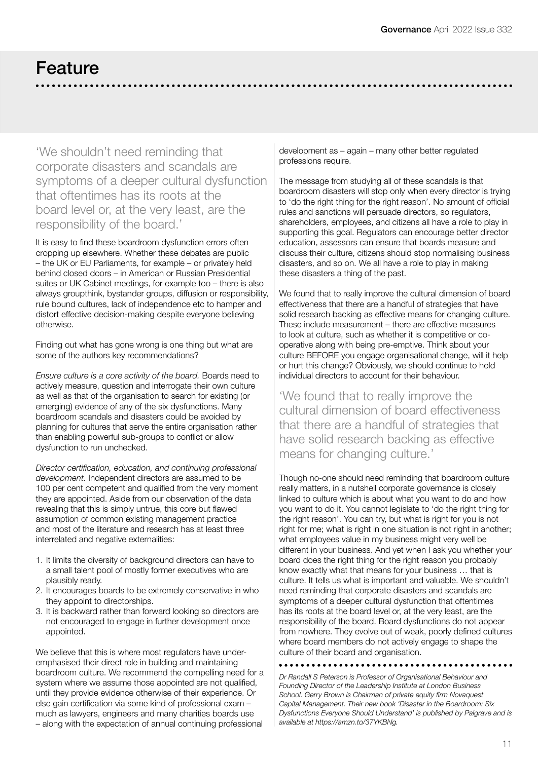# Feature

> 'We shouldn't need reminding that corporate disasters and scandals are symptoms of a deeper cultural dysfunction that oftentimes has its roots at the board level or, at the very least, are the responsibility of the board.'

It is easy to find these boardroom dysfunction errors often cropping up elsewhere. Whether these debates are public – the UK or EU Parliaments, for example – or privately held behind closed doors – in American or Russian Presidential suites or UK Cabinet meetings, for example too – there is also always groupthink, bystander groups, diffusion or responsibility, rule bound cultures, lack of independence etc to hamper and distort effective decision-making despite everyone believing otherwise.

Finding out what has gone wrong is one thing but what are some of the authors key recommendations?

*Ensure culture is a core activity of the board.* Boards need to actively measure, question and interrogate their own culture as well as that of the organisation to search for existing (or emerging) evidence of any of the six dysfunctions. Many boardroom scandals and disasters could be avoided by planning for cultures that serve the entire organisation rather than enabling powerful sub-groups to conflict or allow dysfunction to run unchecked.

*Director certification, education, and continuing professional development.* Independent directors are assumed to be 100 per cent competent and qualified from the very moment they are appointed. Aside from our observation of the data revealing that this is simply untrue, this core but flawed assumption of common existing management practice and most of the literature and research has at least three interrelated and negative externalities:

1. It limits the diversity of background directors can have to a small talent pool of mostly former executives who are plausibly ready.
2. It encourages boards to be extremely conservative in who they appoint to directorships.
3. It is backward rather than forward looking so directors are not encouraged to engage in further development once appointed.

We believe that this is where most regulators have under-emphasised their direct role in building and maintaining boardroom culture. We recommend the compelling need for a system where we assume those appointed are not qualified, until they provide evidence otherwise of their experience. Or else gain certification via some kind of professional exam – much as lawyers, engineers and many charities boards use – along with the expectation of annual continuing professional development as – again – many other better regulated professions require.

The message from studying all of these scandals is that boardroom disasters will stop only when every director is trying to 'do the right thing for the right reason'. No amount of official rules and sanctions will persuade directors, so regulators, shareholders, employees, and citizens all have a role to play in supporting this goal. Regulators can encourage better director education, assessors can ensure that boards measure and discuss their culture, citizens should stop normalising business disasters, and so on. We all have a role to play in making these disasters a thing of the past.

We found that to really improve the cultural dimension of board effectiveness that there are a handful of strategies that have solid research backing as effective means for changing culture. These include measurement – there are effective measures to look at culture, such as whether it is competitive or co-operative along with being pre-emptive. Think about your culture BEFORE you engage organisational change, will it help or hurt this change? Obviously, we should continue to hold individual directors to account for their behaviour.

> 'We found that to really improve the cultural dimension of board effectiveness that there are a handful of strategies that have solid research backing as effective means for changing culture.'

Though no-one should need reminding that boardroom culture really matters, in a nutshell corporate governance is closely linked to culture which is about what you want to do and how you want to do it. You cannot legislate to 'do the right thing for the right reason'. You can try, but what is right for you is not right for me; what is right in one situation is not right in another; what employees value in my business might very well be different in your business. And yet when I ask you whether your board does the right thing for the right reason you probably know exactly what that means for your business … that is culture. It tells us what is important and valuable. We shouldn't need reminding that corporate disasters and scandals are symptoms of a deeper cultural dysfunction that oftentimes has its roots at the board level or, at the very least, are the responsibility of the board. Board dysfunctions do not appear from nowhere. They evolve out of weak, poorly defined cultures where board members do not actively engage to shape the culture of their board and organisation.

*Dr Randall S Peterson is Professor of Organisational Behaviour and Founding Director of the Leadership Institute at London Business School. Gerry Brown is Chairman of private equity firm Novaquest Capital Management. Their new book 'Disaster in the Boardroom: Six Dysfunctions Everyone Should Understand' is published by Palgrave and is available at https://amzn.to/37YKBNg.*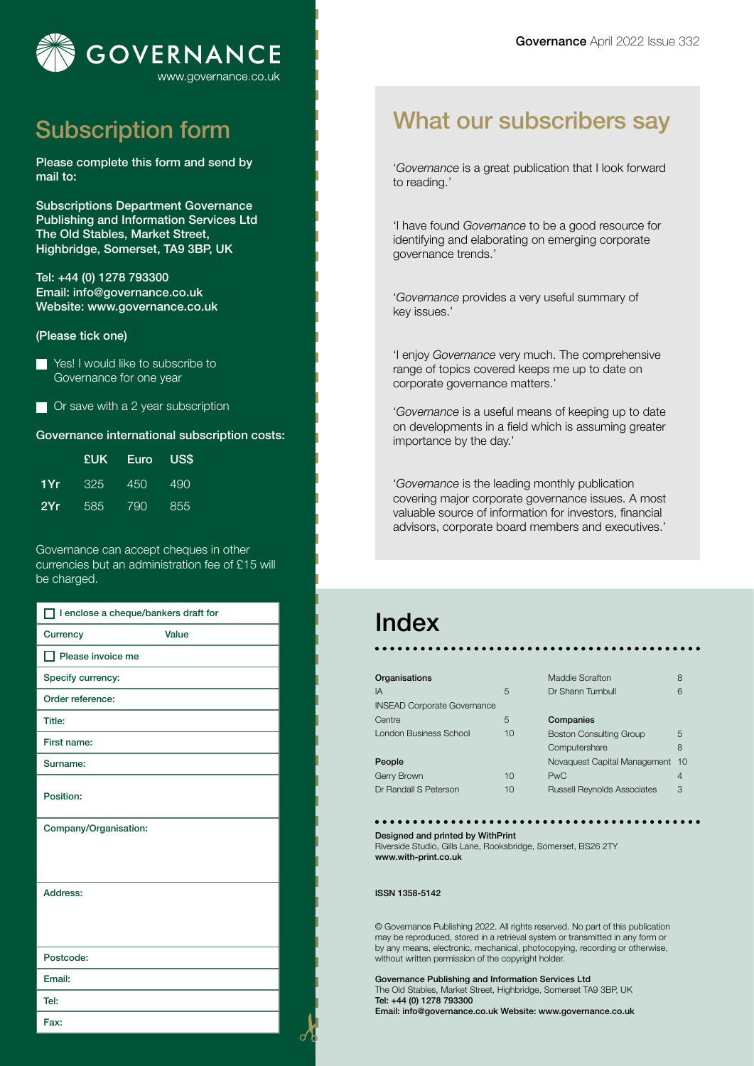# GOVERNANCE

www.governance.co.uk

## Subscription form

**Please complete this form and send by mail to:**

**Subscriptions Department Governance Publishing and Information Services Ltd**
**The Old Stables, Market Street, Highbridge, Somerset, TA9 3BP, UK**

**Tel: +44 (0) 1278 793300**
**Email: info@governance.co.uk**
**Website: www.governance.co.uk**

**(Please tick one)**

- Yes! I would like to subscribe to Governance for one year
- Or save with a 2 year subscription

**Governance international subscription costs:**

| | £UK | Euro | US$ |
|---|---|---|---|
| **1Yr** | 325 | 450 | 490 |
| **2Yr** | 585 | 790 | 855 |

Governance can accept cheques in other currencies but an administration fee of £15 will be charged.

| | |
|---|---|
| ☐ I enclose a cheque/bankers draft for | |
| Currency | Value |
| ☐ Please invoice me | |
| Specify currency: | |
| Order reference: | |
| Title: | |
| First name: | |
| Surname: | |
| Position: | |
| Company/Organisation: | |
| Address: | |
| Postcode: | |
| Email: | |
| Tel: | |
| Fax: | |

## What our subscribers say

'*Governance* is a great publication that I look forward to reading.'

'I have found *Governance* to be a good resource for identifying and elaborating on emerging corporate governance trends.'

'*Governance* provides a very useful summary of key issues.'

'I enjoy *Governance* very much. The comprehensive range of topics covered keeps me up to date on corporate governance matters.'

'*Governance* is a useful means of keeping up to date on developments in a field which is assuming greater importance by the day.'

'*Governance* is the leading monthly publication covering major corporate governance issues. A most valuable source of information for investors, financial advisors, corporate board members and executives.'

## Index

**Organisations**

| | |
|---|---|
| IA | 5 |
| INSEAD Corporate Governance Centre | 5 |
| London Business School | 10 |

**People**

| | |
|---|---|
| Gerry Brown | 10 |
| Dr Randall S Peterson | 10 |
| Maddie Scrafton | 8 |
| Dr Shann Turnbull | 6 |

**Companies**

| | |
|---|---|
| Boston Consulting Group | 5 |
| Computershare | 8 |
| Novaquest Capital Management | 10 |
| PwC | 4 |
| Russell Reynolds Associates | 3 |

**Designed and printed by WithPrint**
Riverside Studio, Gills Lane, Rooksbridge, Somerset, BS26 2TY
**www.with-print.co.uk**

**ISSN 1358-5142**

© Governance Publishing 2022. All rights reserved. No part of this publication may be reproduced, stored in a retrieval system or transmitted in any form or by any means, electronic, mechanical, photocopying, recording or otherwise, without written permission of the copyright holder.

**Governance Publishing and Information Services Ltd**
The Old Stables, Market Street, Highbridge, Somerset TA9 3BP, UK
**Tel: +44 (0) 1278 793300**
**Email: info@governance.co.uk Website: www.governance.co.uk**